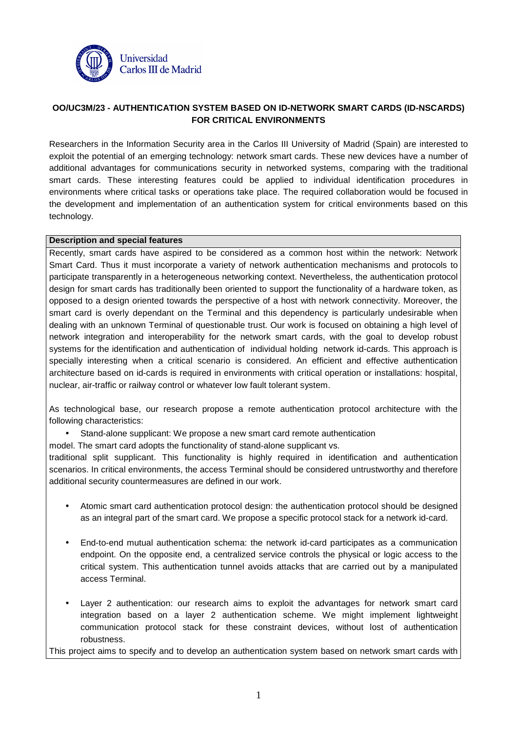**OO/UC3M/23 - AUTHENTICATION SYSTEM BASED ON ID-NETWORK SMART CARDS (ID-NSCARDS) FOR CRITICAL ENVIRONMENTS**

Researchers in the Information Security area in the Carlos III University of Madrid (Spain) are interested to exploit the potential of an emerging technology: network smart cards. These new devices have a number of additional advantages for communications security in networked systems, comparing with the traditional smart cards. These interesting features could be applied to individual identification procedures in environments where critical tasks or operations take place. The required collaboration would be focused in the development and implementation of an authentication system for critical environments based on this technology.

**Description and special features**

Recently, smart cards have aspired to be considered as a common host within the network: Network Smart Card. Thus it must incorporate a variety of network authentication mechanisms and protocols to participate transparently in a heterogeneous networking context. Nevertheless, the authentication protocol design for smart cards has traditionally been oriented to support the functionality of a hardware token, as opposed to a design oriented towards the perspective of a host with network connectivity. Moreover, the smart card is overly dependant on the Terminal and this dependency is particularly undesirable when dealing with an unknown Terminal of questionable trust. Our work is focused on obtaining a high level of network integration and interoperability for the network smart cards, with the goal to develop robust systems for the identification and authentication of individual holding network id-cards. This approach is specially interesting when a critical scenario is considered. An efficient and effective authentication architecture based on id-cards is required in environments with critical operation or installations: hospital, nuclear, air-traffic or railway control or whatever low fault tolerant system.

As technological base, our research propose a remote authentication protocol architecture with the following characteristics:

- Stand-alone supplicant: We propose a new smart card remote authentication

model. The smart card adopts the functionality of stand-alone supplicant vs. traditional split supplicant. This functionality is highly required in identification and authentication scenarios. In critical environments, the access Terminal should be considered untrustworthy and therefore additional security countermeasures are defined in our work.

- Atomic smart card authentication protocol design: the authentication protocol should be designed as an integral part of the smart card. We propose a specific protocol stack for a network id-card.
- End-to-end mutual authentication schema: the network id-card participates as a communication endpoint. On the opposite end, a centralized service controls the physical or logic access to the critical system. This authentication tunnel avoids attacks that are carried out by a manipulated access Terminal.
- Layer 2 authentication: our research aims to exploit the advantages for network smart card integration based on a layer 2 authentication scheme. We might implement lightweight communication protocol stack for these constraint devices, without lost of authentication robustness.

This project aims to specify and to develop an authentication system based on network smart cards with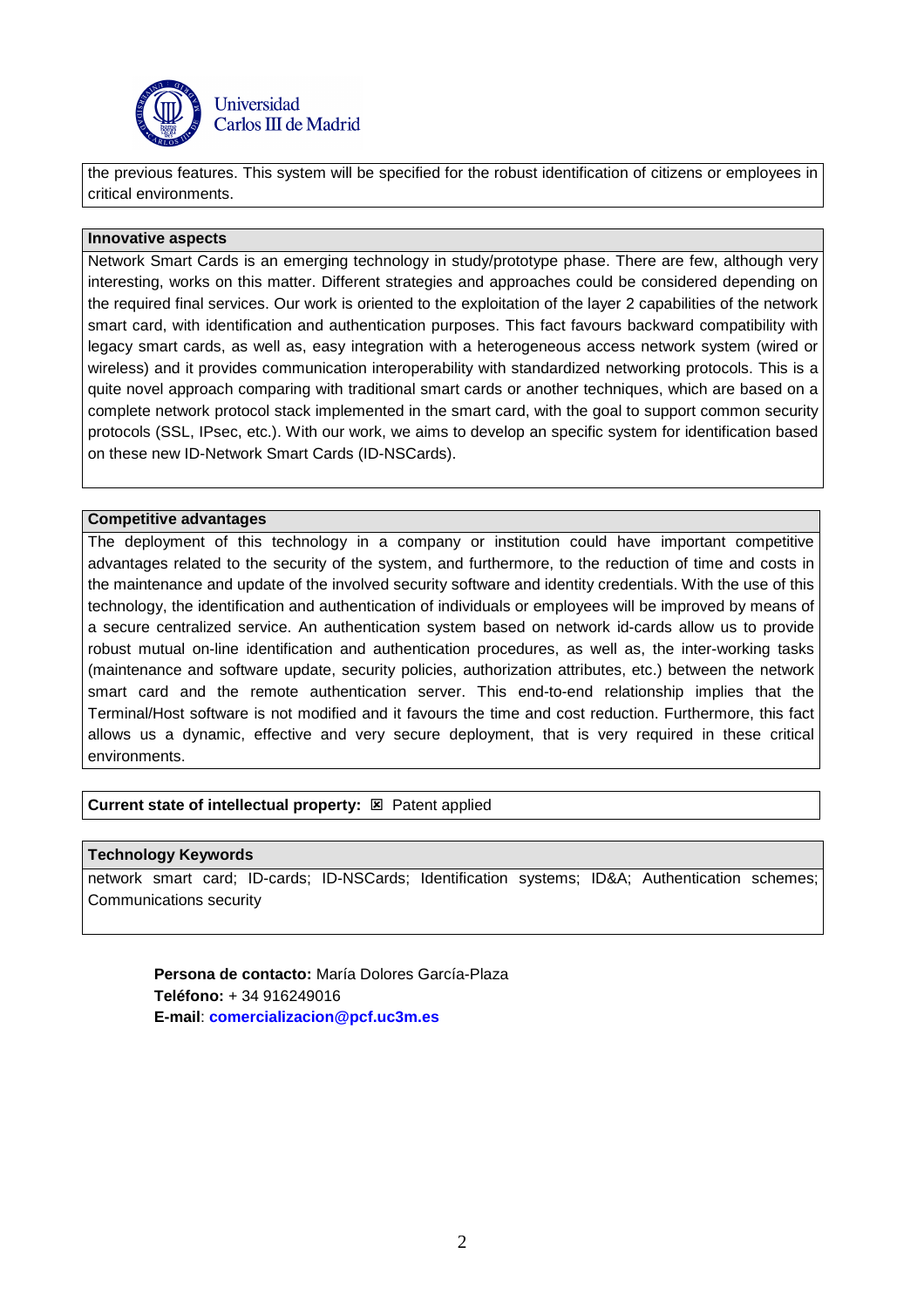the previous features. This system will be specified for the robust identification of citizens or employees in critical environments.

**Innovative aspects**

Network Smart Cards is an emerging technology in study/prototype phase. There are few, although very interesting, works on this matter. Different strategies and approaches could be considered depending on the required final services. Our work is oriented to the exploitation of the layer 2 capabilities of the network smart card, with identification and authentication purposes. This fact favours backward compatibility with legacy smart cards, as well as, easy integration with a heterogeneous access network system (wired or wireless) and it provides communication interoperability with standardized networking protocols. This is a quite novel approach comparing with traditional smart cards or another techniques, which are based on a complete network protocol stack implemented in the smart card, with the goal to support common security protocols (SSL, IPsec, etc.). With our work, we aims to develop an specific system for identification based on these new ID-Network Smart Cards (ID-NSCards).

**Competitive advantages**

The deployment of this technology in a company or institution could have important competitive advantages related to the security of the system, and furthermore, to the reduction of time and costs in the maintenance and update of the involved security software and identity credentials. With the use of this technology, the identification and authentication of individuals or employees will be improved by means of a secure centralized service. An authentication system based on network id-cards allow us to provide robust mutual on-line identification and authentication procedures, as well as, the inter-working tasks (maintenance and software update, security policies, authorization attributes, etc.) between the network smart card and the remote authentication server. This end-to-end relationship implies that the Terminal/Host software is not modified and it favours the time and cost reduction. Furthermore, this fact allows us a dynamic, effective and very secure deployment, that is very required in these critical environments.

**Current state of intellectual property:** ☒ Patent applied

**Technology Keywords**

network smart card; ID-cards; ID-NSCards; Identification systems; ID&A; Authentication schemes; Communications security

**Persona de contacto:** María Dolores García-Plaza
**Teléfono:** + 34 916249016
**E-mail**: **comercializacion@pcf.uc3m.es**